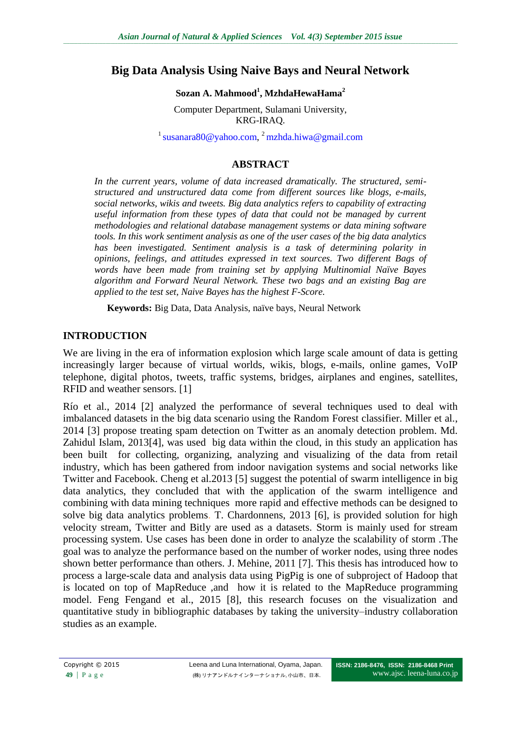# Big Data Analysis Using Naive Bays and Neural Network

**Sozan A. Mahmood[1], MzhdaHewaHama[2]**

Computer Department, Sulamani University,
KRG-IRAQ.

[1] susanara80@yahoo.com, [2] mzhda.hiwa@gmail.com

## ABSTRACT

*In the current years, volume of data increased dramatically. The structured, semi-structured and unstructured data come from different sources like blogs, e-mails, social networks, wikis and tweets. Big data analytics refers to capability of extracting useful information from these types of data that could not be managed by current methodologies and relational database management systems or data mining software tools. In this work sentiment analysis as one of the user cases of the big data analytics has been investigated. Sentiment analysis is a task of determining polarity in opinions, feelings, and attitudes expressed in text sources. Two different Bags of words have been made from training set by applying Multinomial Naïve Bayes algorithm and Forward Neural Network. These two bags and an existing Bag are applied to the test set, Naive Bayes has the highest F-Score.*

**Keywords:** Big Data, Data Analysis, naïve bays, Neural Network

## INTRODUCTION

We are living in the era of information explosion which large scale amount of data is getting increasingly larger because of virtual worlds, wikis, blogs, e-mails, online games, VoIP telephone, digital photos, tweets, traffic systems, bridges, airplanes and engines, satellites, RFID and weather sensors. [1]

Río et al., 2014 [2] analyzed the performance of several techniques used to deal with imbalanced datasets in the big data scenario using the Random Forest classifier. Miller et al., 2014 [3] propose treating spam detection on Twitter as an anomaly detection problem. Md. Zahidul Islam, 2013[4], was used big data within the cloud, in this study an application has been built for collecting, organizing, analyzing and visualizing of the data from retail industry, which has been gathered from indoor navigation systems and social networks like Twitter and Facebook. Cheng et al.2013 [5] suggest the potential of swarm intelligence in big data analytics, they concluded that with the application of the swarm intelligence and combining with data mining techniques more rapid and effective methods can be designed to solve big data analytics problems. T. Chardonnens, 2013 [6], is provided solution for high velocity stream, Twitter and Bitly are used as a datasets. Storm is mainly used for stream processing system. Use cases has been done in order to analyze the scalability of storm .The goal was to analyze the performance based on the number of worker nodes, using three nodes shown better performance than others. J. Mehine, 2011 [7]. This thesis has introduced how to process a large-scale data and analysis data using PigPig is one of subproject of Hadoop that is located on top of MapReduce ,and how it is related to the MapReduce programming model. Feng Fengand et al., 2015 [8], this research focuses on the visualization and quantitative study in bibliographic databases by taking the university–industry collaboration studies as an example.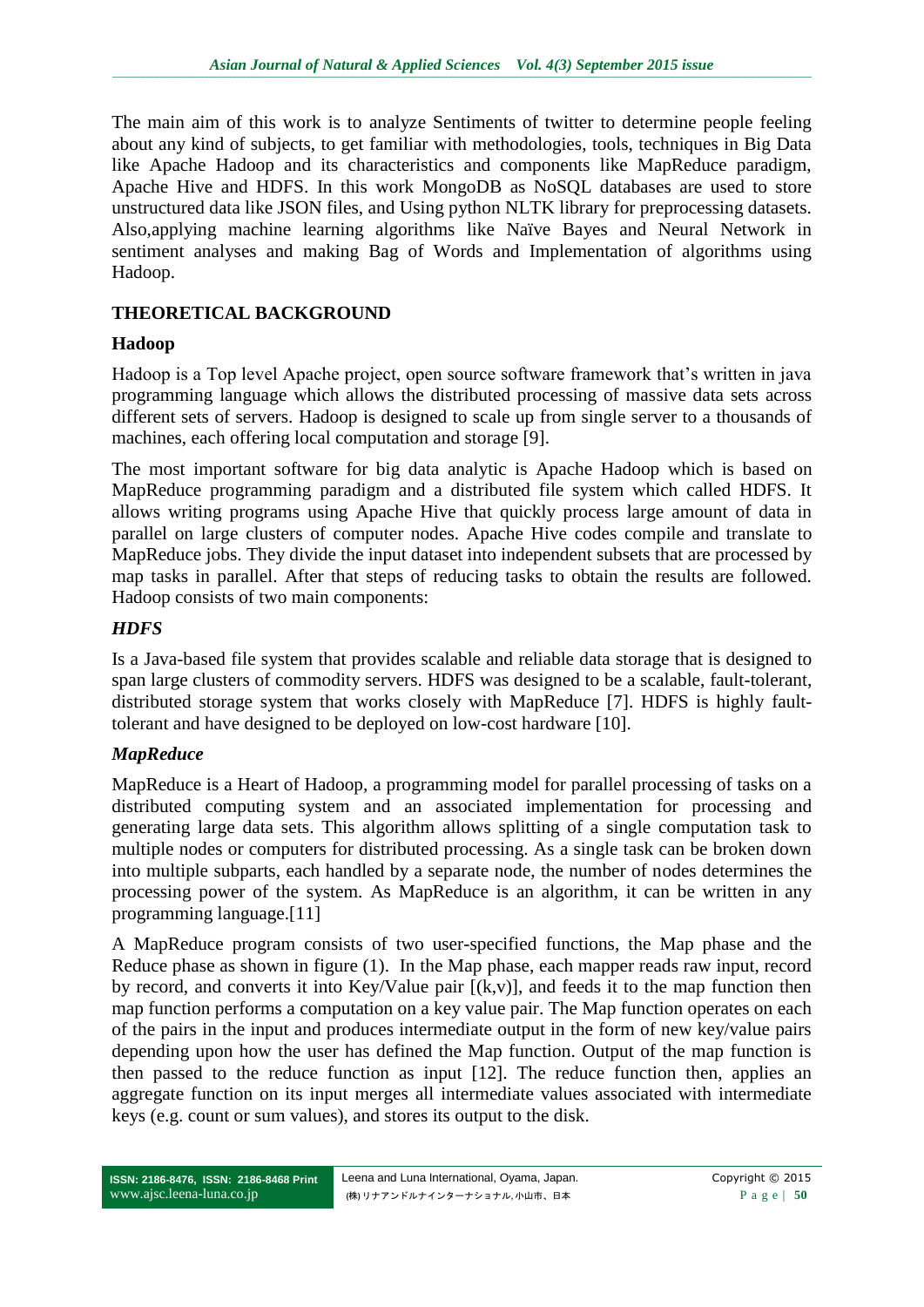The main aim of this work is to analyze Sentiments of twitter to determine people feeling about any kind of subjects, to get familiar with methodologies, tools, techniques in Big Data like Apache Hadoop and its characteristics and components like MapReduce paradigm, Apache Hive and HDFS. In this work MongoDB as NoSQL databases are used to store unstructured data like JSON files, and Using python NLTK library for preprocessing datasets. Also,applying machine learning algorithms like Naïve Bayes and Neural Network in sentiment analyses and making Bag of Words and Implementation of algorithms using Hadoop.

## THEORETICAL BACKGROUND

### Hadoop

Hadoop is a Top level Apache project, open source software framework that's written in java programming language which allows the distributed processing of massive data sets across different sets of servers. Hadoop is designed to scale up from single server to a thousands of machines, each offering local computation and storage [9].

The most important software for big data analytic is Apache Hadoop which is based on MapReduce programming paradigm and a distributed file system which called HDFS. It allows writing programs using Apache Hive that quickly process large amount of data in parallel on large clusters of computer nodes. Apache Hive codes compile and translate to MapReduce jobs. They divide the input dataset into independent subsets that are processed by map tasks in parallel. After that steps of reducing tasks to obtain the results are followed. Hadoop consists of two main components:

#### *HDFS*

Is a Java-based file system that provides scalable and reliable data storage that is designed to span large clusters of commodity servers. HDFS was designed to be a scalable, fault-tolerant, distributed storage system that works closely with MapReduce [7]. HDFS is highly fault-tolerant and have designed to be deployed on low-cost hardware [10].

#### *MapReduce*

MapReduce is a Heart of Hadoop, a programming model for parallel processing of tasks on a distributed computing system and an associated implementation for processing and generating large data sets. This algorithm allows splitting of a single computation task to multiple nodes or computers for distributed processing. As a single task can be broken down into multiple subparts, each handled by a separate node, the number of nodes determines the processing power of the system. As MapReduce is an algorithm, it can be written in any programming language.[11]

A MapReduce program consists of two user-specified functions, the Map phase and the Reduce phase as shown in figure (1). In the Map phase, each mapper reads raw input, record by record, and converts it into Key/Value pair [(k,v)], and feeds it to the map function then map function performs a computation on a key value pair. The Map function operates on each of the pairs in the input and produces intermediate output in the form of new key/value pairs depending upon how the user has defined the Map function. Output of the map function is then passed to the reduce function as input [12]. The reduce function then, applies an aggregate function on its input merges all intermediate values associated with intermediate keys (e.g. count or sum values), and stores its output to the disk.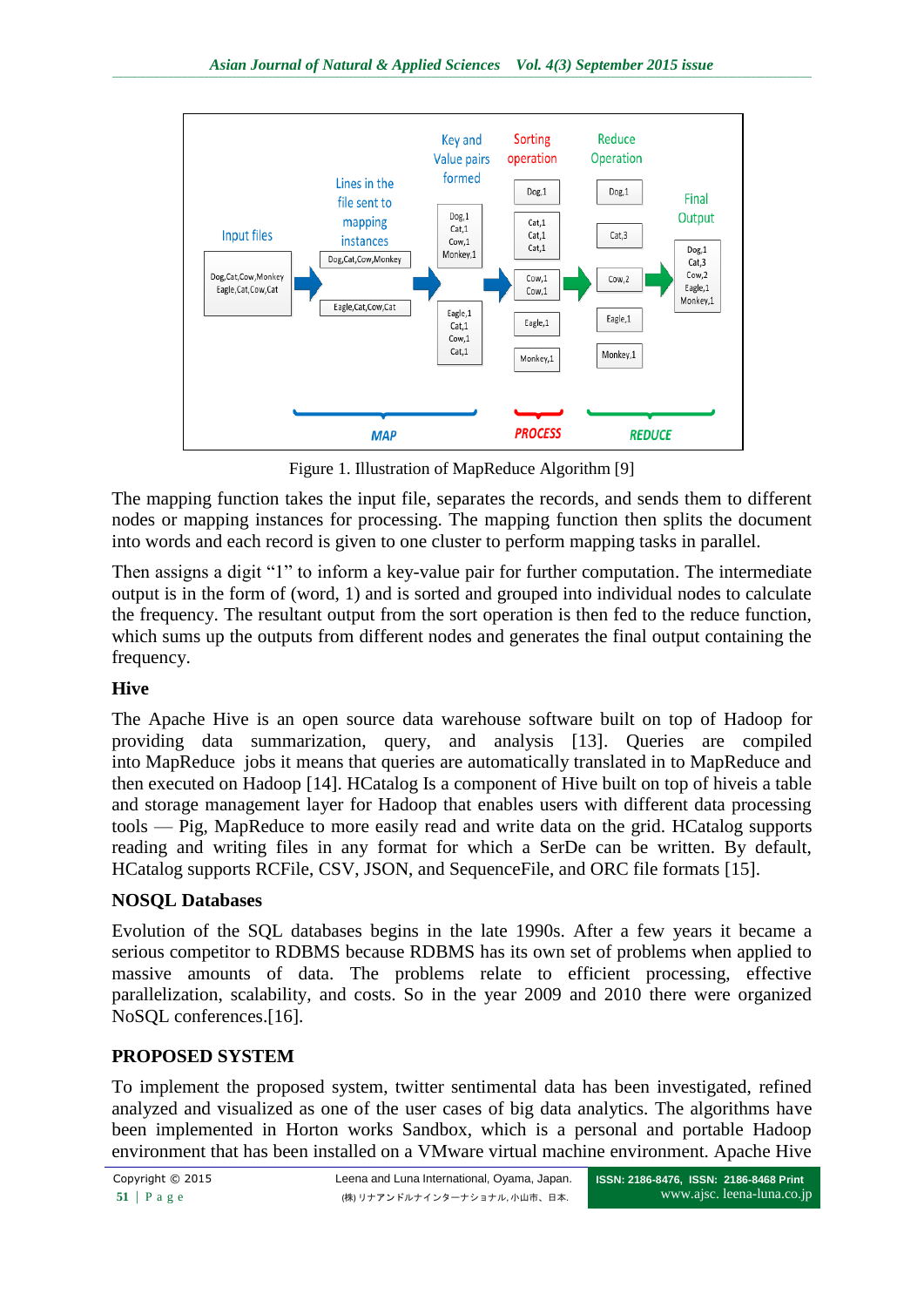Figure 1. Illustration of MapReduce Algorithm [9]

The mapping function takes the input file, separates the records, and sends them to different nodes or mapping instances for processing. The mapping function then splits the document into words and each record is given to one cluster to perform mapping tasks in parallel.

Then assigns a digit “1” to inform a key-value pair for further computation. The intermediate output is in the form of (word, 1) and is sorted and grouped into individual nodes to calculate the frequency. The resultant output from the sort operation is then fed to the reduce function, which sums up the outputs from different nodes and generates the final output containing the frequency.

## Hive

The Apache Hive is an open source data warehouse software built on top of Hadoop for providing data summarization, query, and analysis [13]. Queries are compiled into MapReduce jobs it means that queries are automatically translated in to MapReduce and then executed on Hadoop [14]. HCatalog Is a component of Hive built on top of hiveis a table and storage management layer for Hadoop that enables users with different data processing tools — Pig, MapReduce to more easily read and write data on the grid. HCatalog supports reading and writing files in any format for which a SerDe can be written. By default, HCatalog supports RCFile, CSV, JSON, and SequenceFile, and ORC file formats [15].

## NOSQL Databases

Evolution of the SQL databases begins in the late 1990s. After a few years it became a serious competitor to RDBMS because RDBMS has its own set of problems when applied to massive amounts of data. The problems relate to efficient processing, effective parallelization, scalability, and costs. So in the year 2009 and 2010 there were organized NoSQL conferences.[16].

## PROPOSED SYSTEM

To implement the proposed system, twitter sentimental data has been investigated, refined analyzed and visualized as one of the user cases of big data analytics. The algorithms have been implemented in Horton works Sandbox, which is a personal and portable Hadoop environment that has been installed on a VMware virtual machine environment. Apache Hive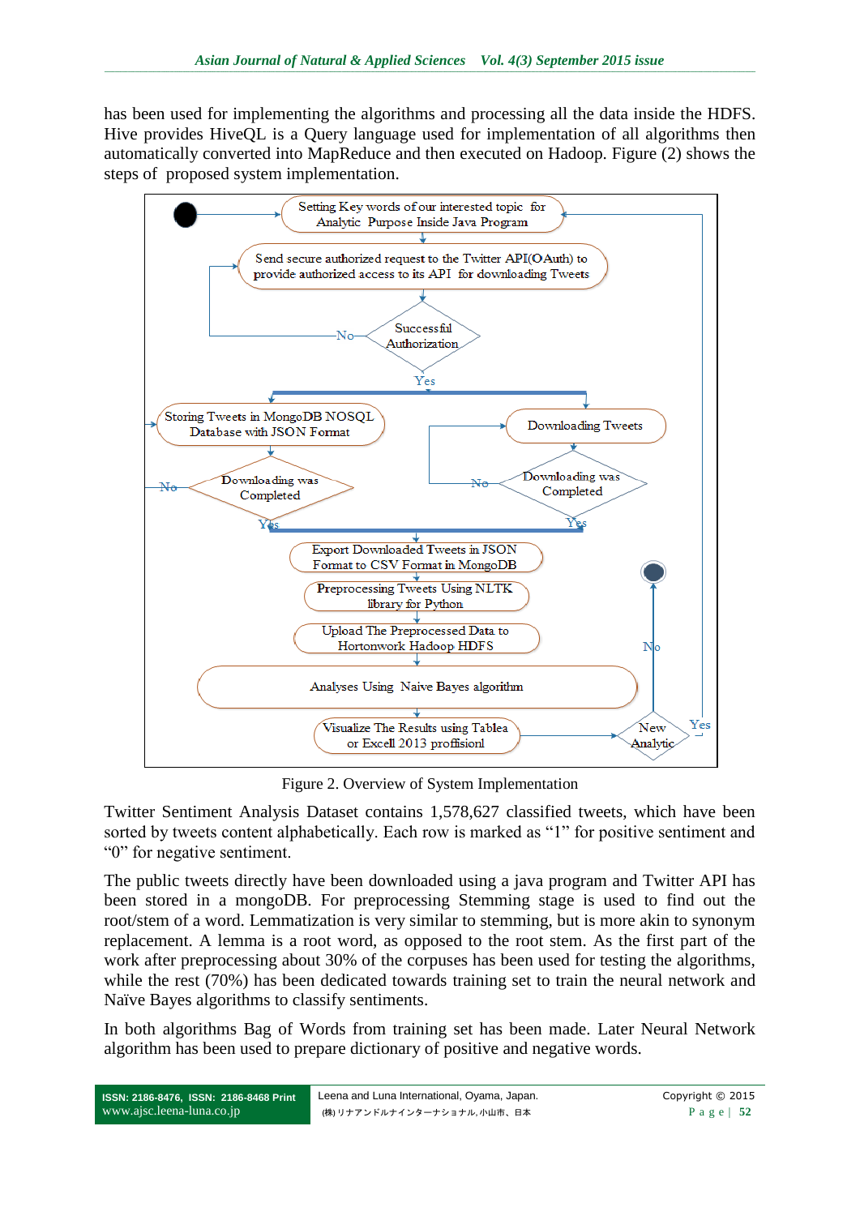has been used for implementing the algorithms and processing all the data inside the HDFS. Hive provides HiveQL is a Query language used for implementation of all algorithms then automatically converted into MapReduce and then executed on Hadoop. Figure (2) shows the steps of proposed system implementation.

Figure 2. Overview of System Implementation

Twitter Sentiment Analysis Dataset contains 1,578,627 classified tweets, which have been sorted by tweets content alphabetically. Each row is marked as "1" for positive sentiment and "0" for negative sentiment.

The public tweets directly have been downloaded using a java program and Twitter API has been stored in a mongoDB. For preprocessing Stemming stage is used to find out the root/stem of a word. Lemmatization is very similar to stemming, but is more akin to synonym replacement. A lemma is a root word, as opposed to the root stem. As the first part of the work after preprocessing about 30% of the corpuses has been used for testing the algorithms, while the rest (70%) has been dedicated towards training set to train the neural network and Naïve Bayes algorithms to classify sentiments.

In both algorithms Bag of Words from training set has been made. Later Neural Network algorithm has been used to prepare dictionary of positive and negative words.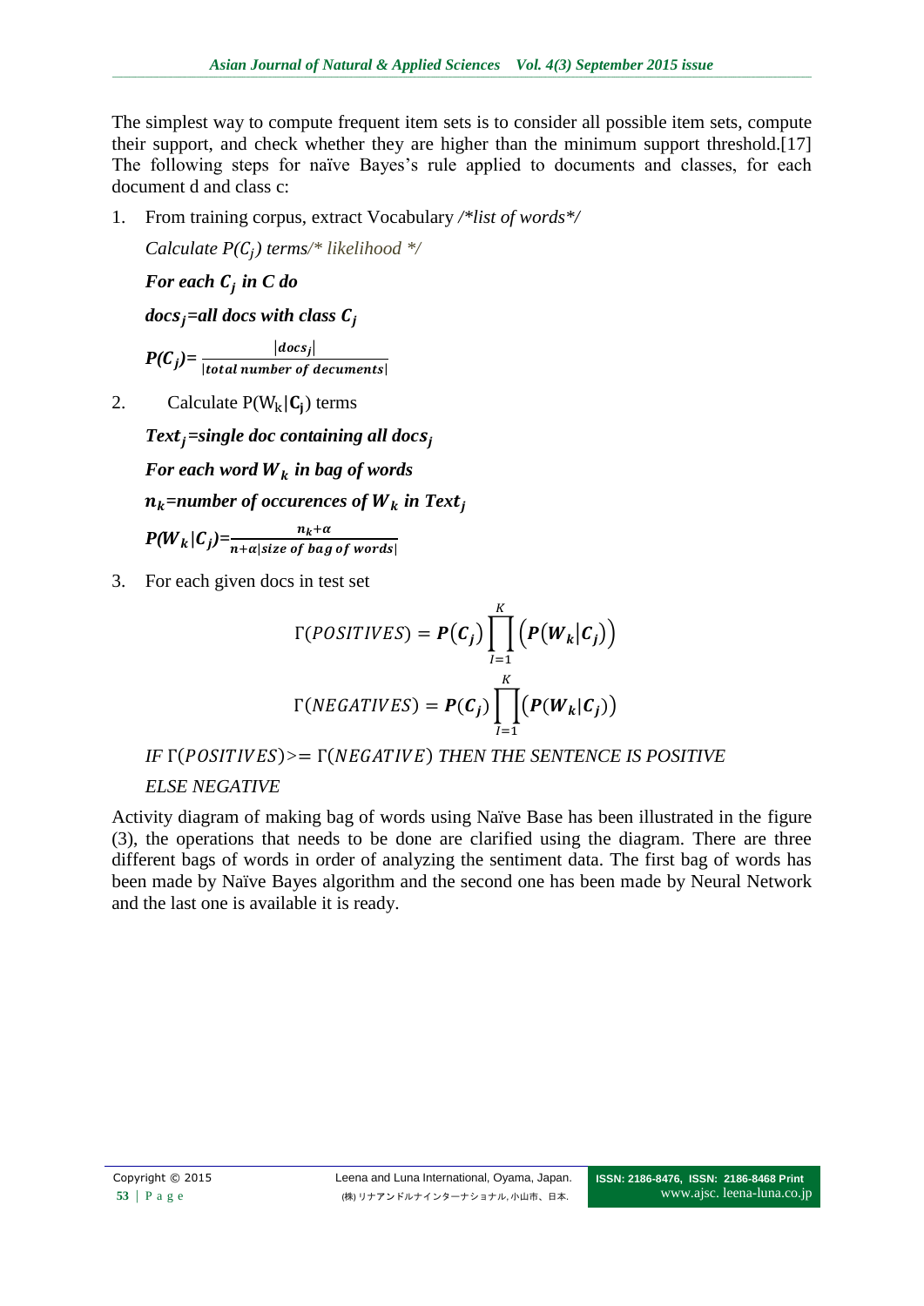The simplest way to compute frequent item sets is to consider all possible item sets, compute their support, and check whether they are higher than the minimum support threshold.[17] The following steps for naïve Bayes's rule applied to documents and classes, for each document d and class c:

1. From training corpus, extract Vocabulary */\*list of words\*/*

   *Calculate $P(C_j)$ terms/\* likelihood \*/*

   ***For each $C_j$ in C do***

   ***$docs_j$=all docs with class $C_j$***

   $$P(C_j)= \frac{|docs_j|}{|total\ number\ of\ decuments|}$$

2. Calculate $P(W_k|C_j)$ terms

   ***$Text_j$=single doc containing all $docs_j$***

   ***For each word $W_k$ in bag of words***

   ***$n_k$=number of occurences of $W_k$ in $Text_j$***

   $$P(W_k|C_j)=\frac{n_k+\alpha}{n+\alpha|size\ of\ bag\ of\ words|}$$

3. For each given docs in test set

$$\Gamma(POSITIVES) = \boldsymbol{P}(\boldsymbol{C_j}) \prod_{I=1}^{K} \left(\boldsymbol{P}(\boldsymbol{W_k}|\boldsymbol{C_j})\right)$$

$$\Gamma(NEGATIVES) = \boldsymbol{P}(\boldsymbol{C_j}) \prod_{I=1}^{K} \left(\boldsymbol{P}(\boldsymbol{W_k}|\boldsymbol{C_j})\right)$$

*IF $\Gamma(POSITIVES)>= \Gamma(NEGATIVE)$ THEN THE SENTENCE IS POSITIVE*

*ELSE NEGATIVE*

Activity diagram of making bag of words using Naïve Base has been illustrated in the figure (3), the operations that needs to be done are clarified using the diagram. There are three different bags of words in order of analyzing the sentiment data. The first bag of words has been made by Naïve Bayes algorithm and the second one has been made by Neural Network and the last one is available it is ready.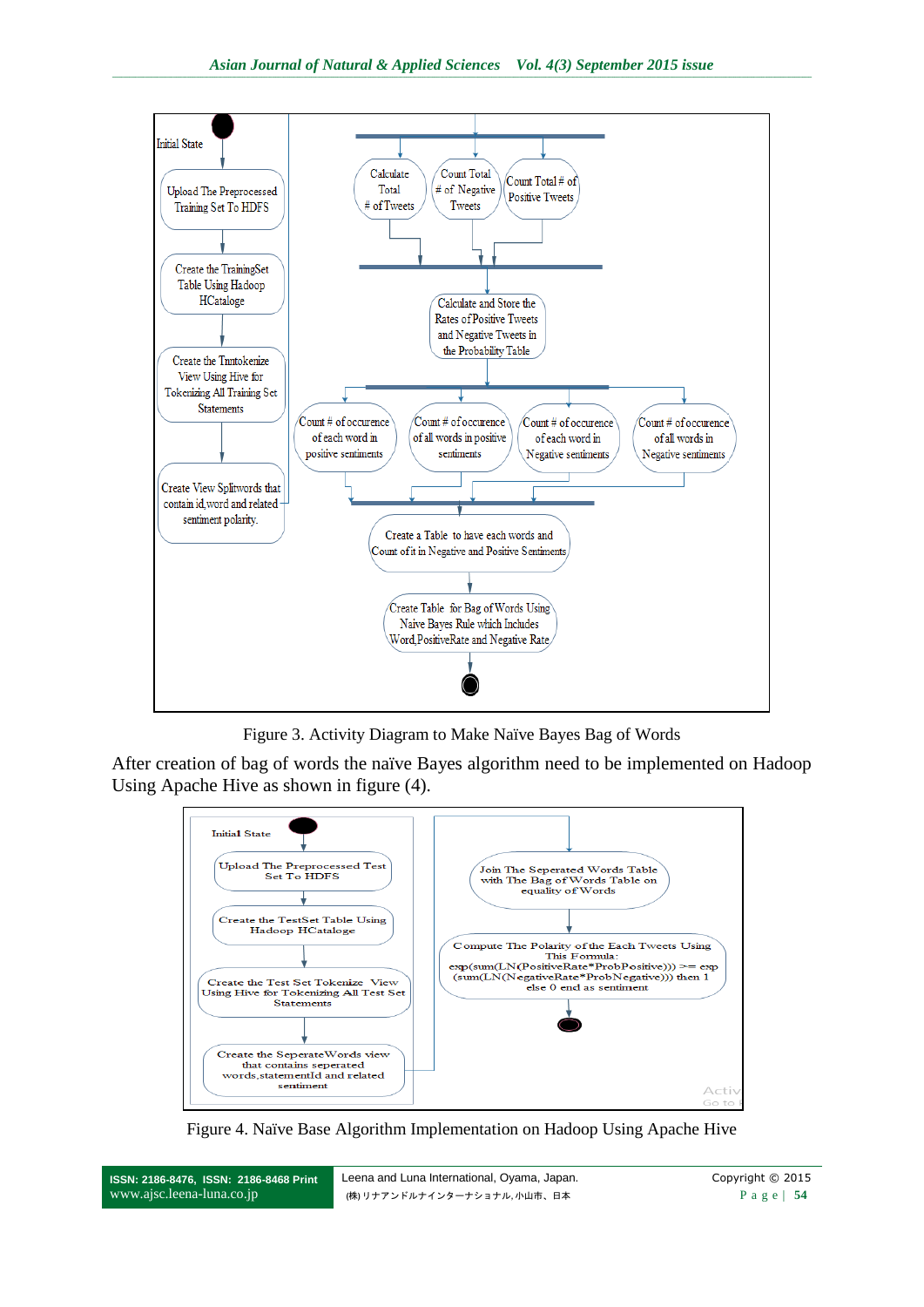Figure 3. Activity Diagram to Make Naïve Bayes Bag of Words

After creation of bag of words the naïve Bayes algorithm need to be implemented on Hadoop Using Apache Hive as shown in figure (4).

Figure 4. Naïve Base Algorithm Implementation on Hadoop Using Apache Hive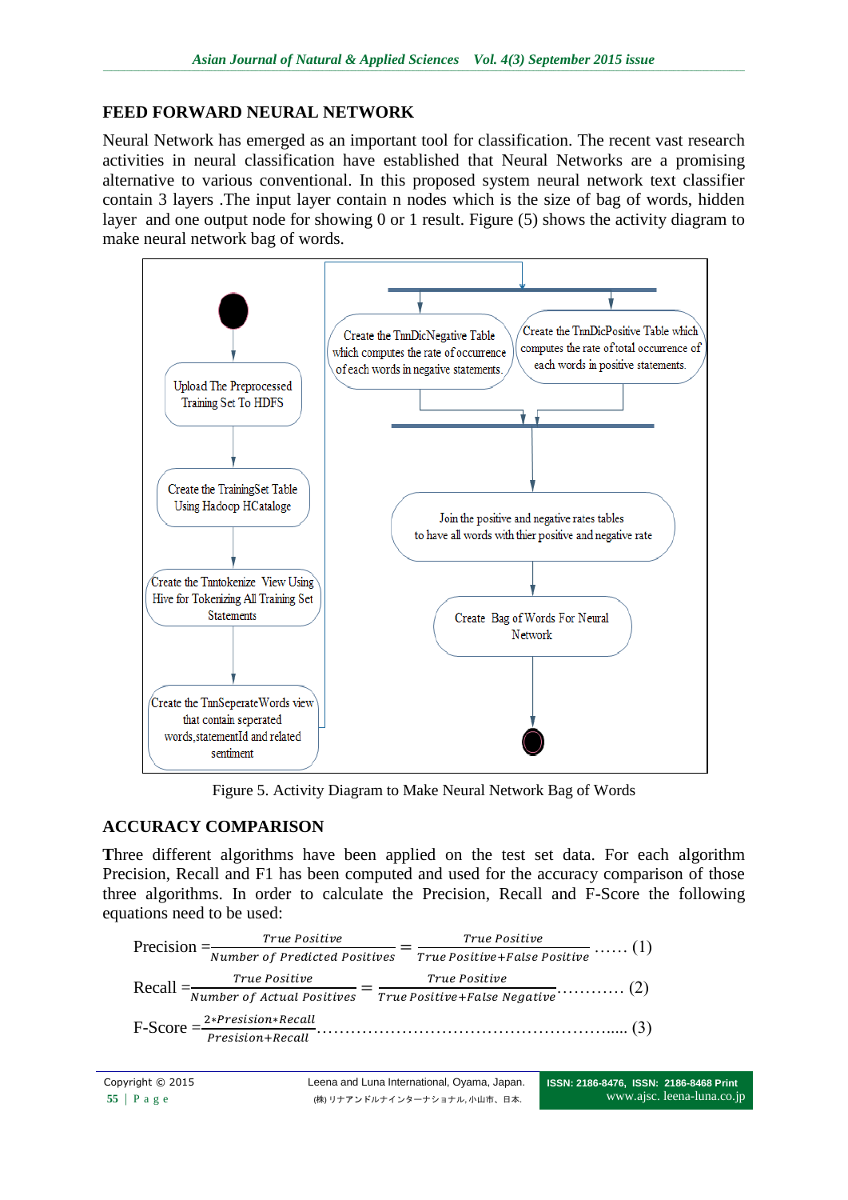## FEED FORWARD NEURAL NETWORK

Neural Network has emerged as an important tool for classification. The recent vast research activities in neural classification have established that Neural Networks are a promising alternative to various conventional. In this proposed system neural network text classifier contain 3 layers .The input layer contain n nodes which is the size of bag of words, hidden layer and one output node for showing 0 or 1 result. Figure (5) shows the activity diagram to make neural network bag of words.

Figure 5. Activity Diagram to Make Neural Network Bag of Words

## ACCURACY COMPARISON

Three different algorithms have been applied on the test set data. For each algorithm Precision, Recall and F1 has been computed and used for the accuracy comparison of those three algorithms. In order to calculate the Precision, Recall and F-Score the following equations need to be used:

$$\text{Precision} = \frac{True\ Positive}{Number\ of\ Predicted\ Positives} = \frac{True\ Positive}{True\ Positive + False\ Positive} \quad \ldots\ldots (1)$$

$$\text{Recall} = \frac{True\ Positive}{Number\ of\ Actual\ Positives} = \frac{True\ Positive}{True\ Positive + False\ Negative} \quad \ldots\ldots\ldots\ldots (2)$$

$$\text{F-Score} = \frac{2 * Presision * Recall}{Presision + Recall} \quad \ldots\ldots\ldots\ldots (3)$$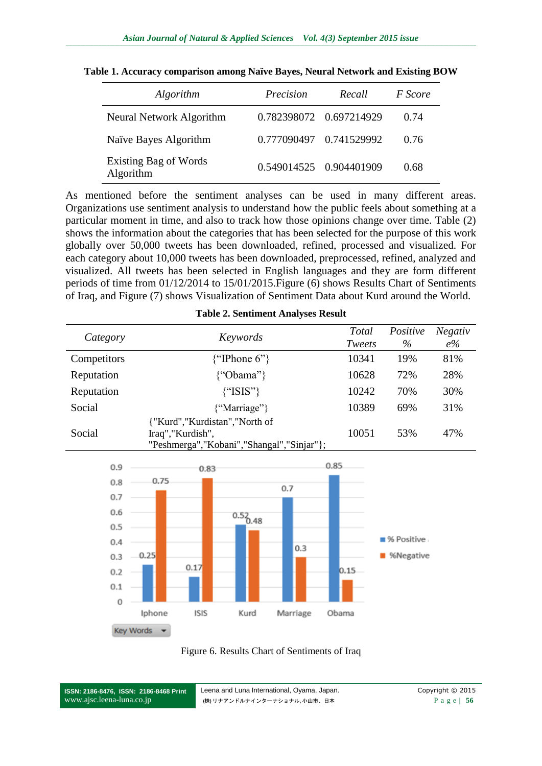**Table 1. Accuracy comparison among Naïve Bayes, Neural Network and Existing BOW**

| *Algorithm* | *Precision* | *Recall* | *F Score* |
|---|---|---|---|
| Neural Network Algorithm | 0.782398072 | 0.697214929 | 0.74 |
| Naïve Bayes Algorithm | 0.777090497 | 0.741529992 | 0.76 |
| Existing Bag of Words Algorithm | 0.549014525 | 0.904401909 | 0.68 |

As mentioned before the sentiment analyses can be used in many different areas. Organizations use sentiment analysis to understand how the public feels about something at a particular moment in time, and also to track how those opinions change over time. Table (2) shows the information about the categories that has been selected for the purpose of this work globally over 50,000 tweets has been downloaded, refined, processed and visualized. For each category about 10,000 tweets has been downloaded, preprocessed, refined, analyzed and visualized. All tweets has been selected in English languages and they are form different periods of time from 01/12/2014 to 15/01/2015.Figure (6) shows Results Chart of Sentiments of Iraq, and Figure (7) shows Visualization of Sentiment Data about Kurd around the World.

**Table 2. Sentiment Analyses Result**

| *Category* | *Keywords* | *Total Tweets* | *Positive %* | *Negative%* |
|---|---|---|---|---|
| Competitors | {"IPhone 6"} | 10341 | 19% | 81% |
| Reputation | {"Obama"} | 10628 | 72% | 28% |
| Reputation | {"ISIS"} | 10242 | 70% | 30% |
| Social | {"Marriage"} | 10389 | 69% | 31% |
| Social | {"Kurd","Kurdistan","North of Iraq","Kurdish", "Peshmerga","Kobani","Shangal","Sinjar"}; | 10051 | 53% | 47% |

| Key Words | % Positive | %Negative |
|---|---|---|
| Iphone | 0.25 | 0.75 |
| ISIS | 0.17 | 0.83 |
| Kurd | 0.52 | 0.48 |
| Marriage | 0.7 | 0.3 |
| Obama | 0.85 | 0.15 |

Figure 6. Results Chart of Sentiments of Iraq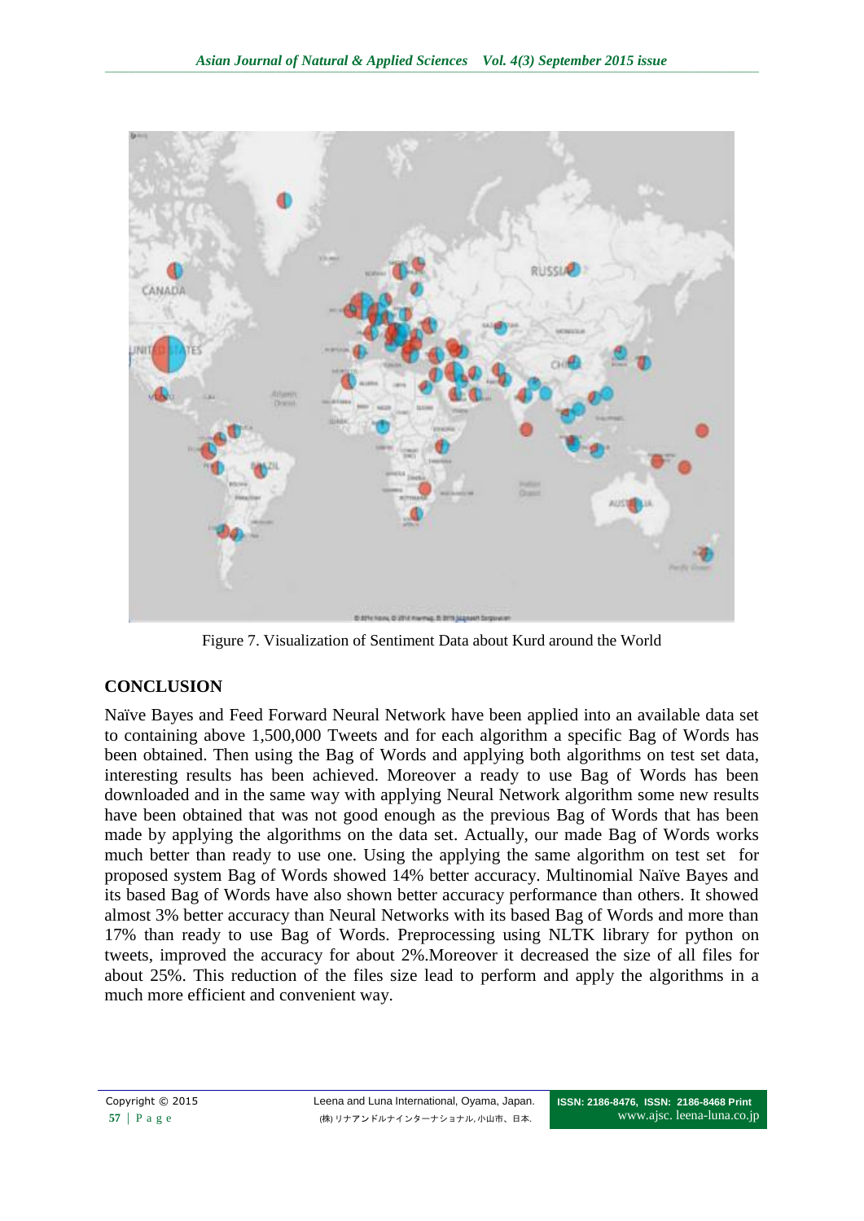Figure 7. Visualization of Sentiment Data about Kurd around the World

## CONCLUSION

Naïve Bayes and Feed Forward Neural Network have been applied into an available data set to containing above 1,500,000 Tweets and for each algorithm a specific Bag of Words has been obtained. Then using the Bag of Words and applying both algorithms on test set data, interesting results has been achieved. Moreover a ready to use Bag of Words has been downloaded and in the same way with applying Neural Network algorithm some new results have been obtained that was not good enough as the previous Bag of Words that has been made by applying the algorithms on the data set. Actually, our made Bag of Words works much better than ready to use one. Using the applying the same algorithm on test set for proposed system Bag of Words showed 14% better accuracy. Multinomial Naïve Bayes and its based Bag of Words have also shown better accuracy performance than others. It showed almost 3% better accuracy than Neural Networks with its based Bag of Words and more than 17% than ready to use Bag of Words. Preprocessing using NLTK library for python on tweets, improved the accuracy for about 2%.Moreover it decreased the size of all files for about 25%. This reduction of the files size lead to perform and apply the algorithms in a much more efficient and convenient way.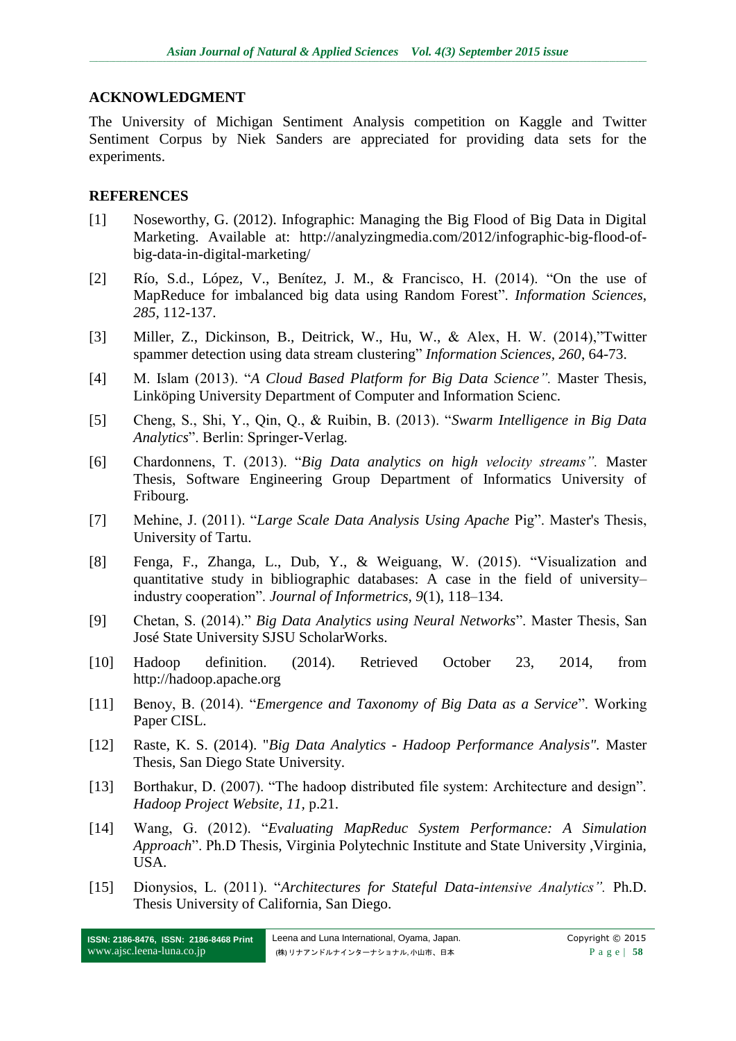## ACKNOWLEDGMENT

The University of Michigan Sentiment Analysis competition on Kaggle and Twitter Sentiment Corpus by Niek Sanders are appreciated for providing data sets for the experiments.

## REFERENCES

[1] Noseworthy, G. (2012). Infographic: Managing the Big Flood of Big Data in Digital Marketing. Available at: http://analyzingmedia.com/2012/infographic-big-flood-of-big-data-in-digital-marketing/

[2] Río, S.d., López, V., Benítez, J. M., & Francisco, H. (2014). "On the use of MapReduce for imbalanced big data using Random Forest". *Information Sciences*, *285*, 112-137.

[3] Miller, Z., Dickinson, B., Deitrick, W., Hu, W., & Alex, H. W. (2014),"Twitter spammer detection using data stream clustering" *Information Sciences*, *260*, 64-73.

[4] M. Islam (2013). "*A Cloud Based Platform for Big Data Science".* Master Thesis, Linköping University Department of Computer and Information Scienc.

[5] Cheng, S., Shi, Y., Qin, Q., & Ruibin, B. (2013). "*Swarm Intelligence in Big Data Analytics*". Berlin: Springer-Verlag.

[6] Chardonnens, T. (2013). "*Big Data analytics on high velocity streams".* Master Thesis, Software Engineering Group Department of Informatics University of Fribourg.

[7] Mehine, J. (2011). "*Large Scale Data Analysis Using Apache* Pig". Master's Thesis, University of Tartu.

[8] Fenga, F., Zhanga, L., Dub, Y., & Weiguang, W. (2015). "Visualization and quantitative study in bibliographic databases: A case in the field of university–industry cooperation". *Journal of Informetrics*, *9*(1), 118–134.

[9] Chetan, S. (2014)." *Big Data Analytics using Neural Networks*". Master Thesis, San José State University SJSU ScholarWorks.

[10] Hadoop definition. (2014). Retrieved October 23, 2014, from http://hadoop.apache.org

[11] Benoy, B. (2014). "*Emergence and Taxonomy of Big Data as a Service*". Working Paper CISL.

[12] Raste, K. S. (2014). "*Big Data Analytics - Hadoop Performance Analysis"*. Master Thesis, San Diego State University.

[13] Borthakur, D. (2007). "The hadoop distributed file system: Architecture and design". *Hadoop Project Website, 11*, p.21.

[14] Wang, G. (2012). "*Evaluating MapReduc System Performance: A Simulation Approach*". Ph.D Thesis, Virginia Polytechnic Institute and State University ,Virginia, USA.

[15] Dionysios, L. (2011). "*Architectures for Stateful Data-intensive Analytics".* Ph.D. Thesis University of California, San Diego.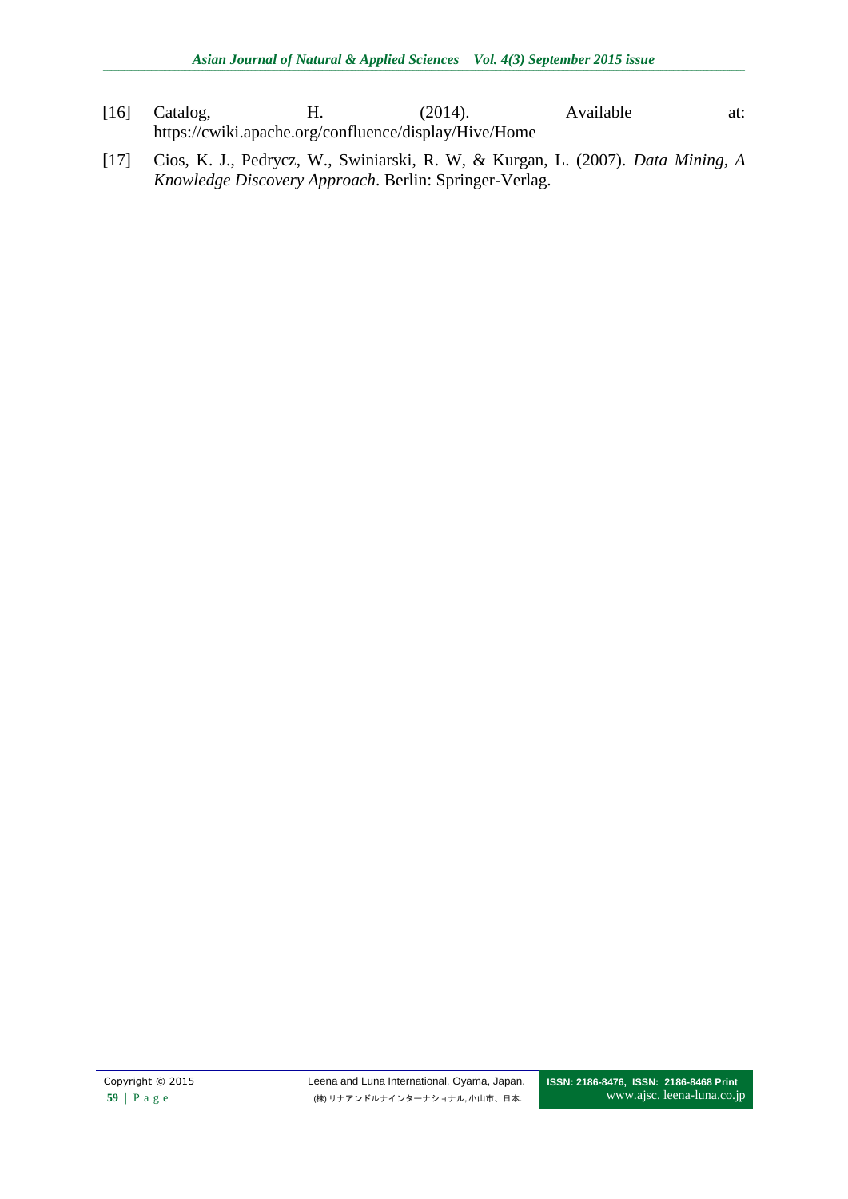[16] Catalog, H. (2014). Available at: https://cwiki.apache.org/confluence/display/Hive/Home

[17] Cios, K. J., Pedrycz, W., Swiniarski, R. W, & Kurgan, L. (2007). *Data Mining, A Knowledge Discovery Approach*. Berlin: Springer-Verlag.